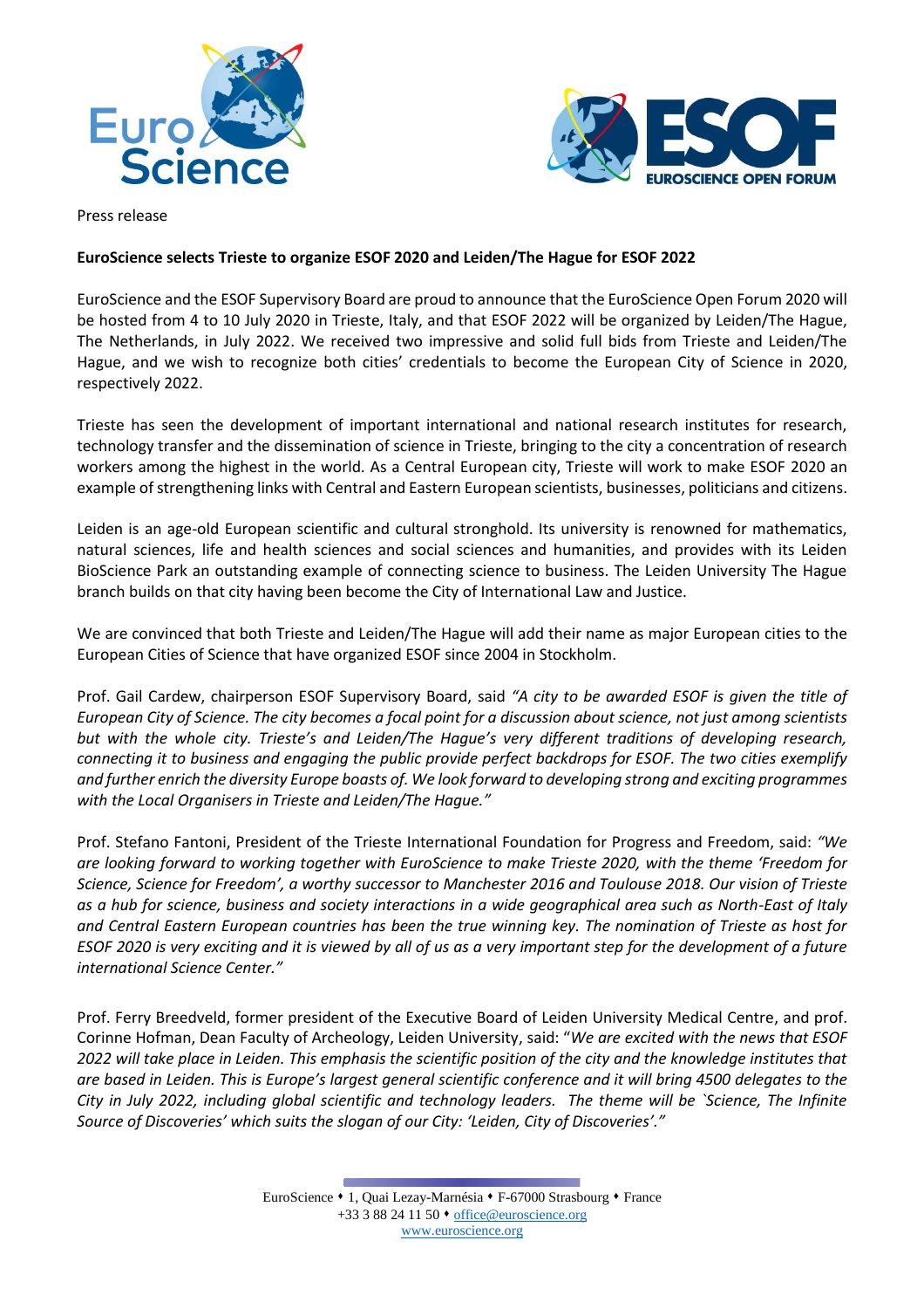Press release

**EuroScience selects Trieste to organize ESOF 2020 and Leiden/The Hague for ESOF 2022**

EuroScience and the ESOF Supervisory Board are proud to announce that the EuroScience Open Forum 2020 will be hosted from 4 to 10 July 2020 in Trieste, Italy, and that ESOF 2022 will be organized by Leiden/The Hague, The Netherlands, in July 2022. We received two impressive and solid full bids from Trieste and Leiden/The Hague, and we wish to recognize both cities' credentials to become the European City of Science in 2020, respectively 2022.

Trieste has seen the development of important international and national research institutes for research, technology transfer and the dissemination of science in Trieste, bringing to the city a concentration of research workers among the highest in the world. As a Central European city, Trieste will work to make ESOF 2020 an example of strengthening links with Central and Eastern European scientists, businesses, politicians and citizens.

Leiden is an age-old European scientific and cultural stronghold. Its university is renowned for mathematics, natural sciences, life and health sciences and social sciences and humanities, and provides with its Leiden BioScience Park an outstanding example of connecting science to business. The Leiden University The Hague branch builds on that city having been become the City of International Law and Justice.

We are convinced that both Trieste and Leiden/The Hague will add their name as major European cities to the European Cities of Science that have organized ESOF since 2004 in Stockholm.

Prof. Gail Cardew, chairperson ESOF Supervisory Board, said *"A city to be awarded ESOF is given the title of European City of Science. The city becomes a focal point for a discussion about science, not just among scientists but with the whole city. Trieste's and Leiden/The Hague's very different traditions of developing research, connecting it to business and engaging the public provide perfect backdrops for ESOF. The two cities exemplify and further enrich the diversity Europe boasts of. We look forward to developing strong and exciting programmes with the Local Organisers in Trieste and Leiden/The Hague."*

Prof. Stefano Fantoni, President of the Trieste International Foundation for Progress and Freedom, said: *"We are looking forward to working together with EuroScience to make Trieste 2020, with the theme 'Freedom for Science, Science for Freedom', a worthy successor to Manchester 2016 and Toulouse 2018. Our vision of Trieste as a hub for science, business and society interactions in a wide geographical area such as North-East of Italy and Central Eastern European countries has been the true winning key. The nomination of Trieste as host for ESOF 2020 is very exciting and it is viewed by all of us as a very important step for the development of a future international Science Center."*

Prof. Ferry Breedveld, former president of the Executive Board of Leiden University Medical Centre, and prof. Corinne Hofman, Dean Faculty of Archeology, Leiden University, said: "*We are excited with the news that ESOF 2022 will take place in Leiden. This emphasis the scientific position of the city and the knowledge institutes that are based in Leiden. This is Europe's largest general scientific conference and it will bring 4500 delegates to the City in July 2022, including global scientific and technology leaders. The theme will be `Science, The Infinite Source of Discoveries' which suits the slogan of our City: 'Leiden, City of Discoveries'."*

EuroScience • 1, Quai Lezay-Marnésia • F-67000 Strasbourg • France
+33 3 88 24 11 50 • office@euroscience.org
www.euroscience.org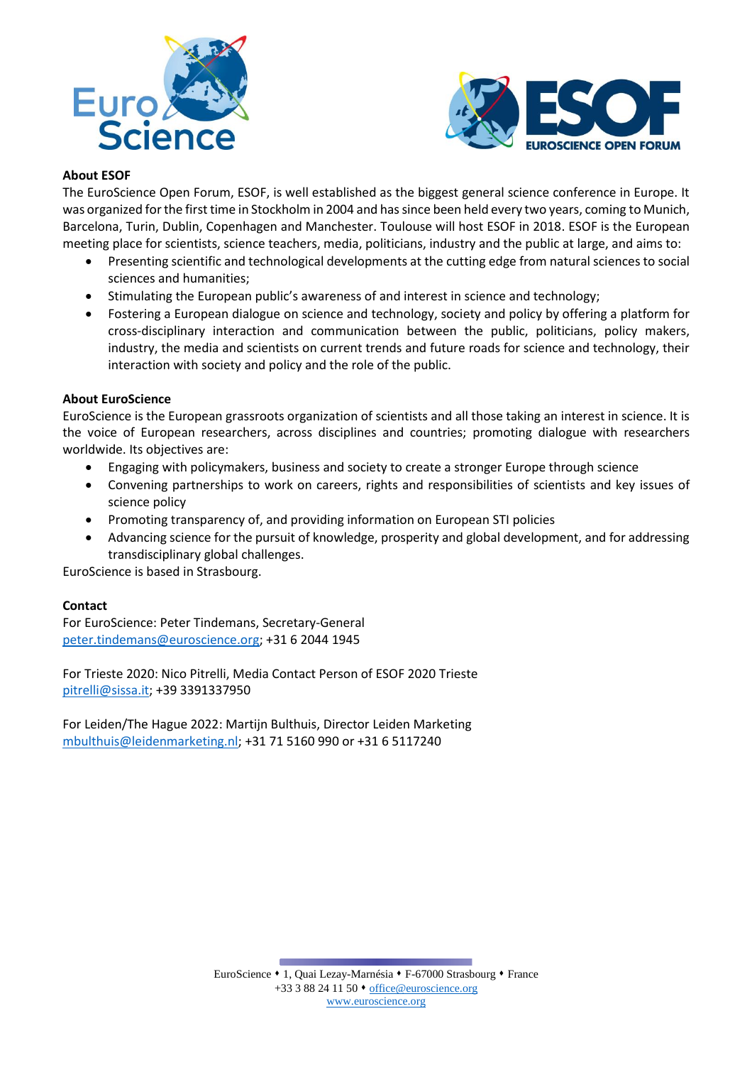**About ESOF**

The EuroScience Open Forum, ESOF, is well established as the biggest general science conference in Europe. It was organized for the first time in Stockholm in 2004 and has since been held every two years, coming to Munich, Barcelona, Turin, Dublin, Copenhagen and Manchester. Toulouse will host ESOF in 2018. ESOF is the European meeting place for scientists, science teachers, media, politicians, industry and the public at large, and aims to:

- Presenting scientific and technological developments at the cutting edge from natural sciences to social sciences and humanities;
- Stimulating the European public's awareness of and interest in science and technology;
- Fostering a European dialogue on science and technology, society and policy by offering a platform for cross-disciplinary interaction and communication between the public, politicians, policy makers, industry, the media and scientists on current trends and future roads for science and technology, their interaction with society and policy and the role of the public.

**About EuroScience**

EuroScience is the European grassroots organization of scientists and all those taking an interest in science. It is the voice of European researchers, across disciplines and countries; promoting dialogue with researchers worldwide. Its objectives are:

- Engaging with policymakers, business and society to create a stronger Europe through science
- Convening partnerships to work on careers, rights and responsibilities of scientists and key issues of science policy
- Promoting transparency of, and providing information on European STI policies
- Advancing science for the pursuit of knowledge, prosperity and global development, and for addressing transdisciplinary global challenges.

EuroScience is based in Strasbourg.

**Contact**

For EuroScience: Peter Tindemans, Secretary-General
peter.tindemans@euroscience.org; +31 6 2044 1945

For Trieste 2020: Nico Pitrelli, Media Contact Person of ESOF 2020 Trieste
pitrelli@sissa.it; +39 3391337950

For Leiden/The Hague 2022: Martijn Bulthuis, Director Leiden Marketing
mbulthuis@leidenmarketing.nl; +31 71 5160 990 or +31 6 5117240

EuroScience ⬩ 1, Quai Lezay-Marnésia ⬩ F-67000 Strasbourg ⬩ France
+33 3 88 24 11 50 ⬩ office@euroscience.org
www.euroscience.org